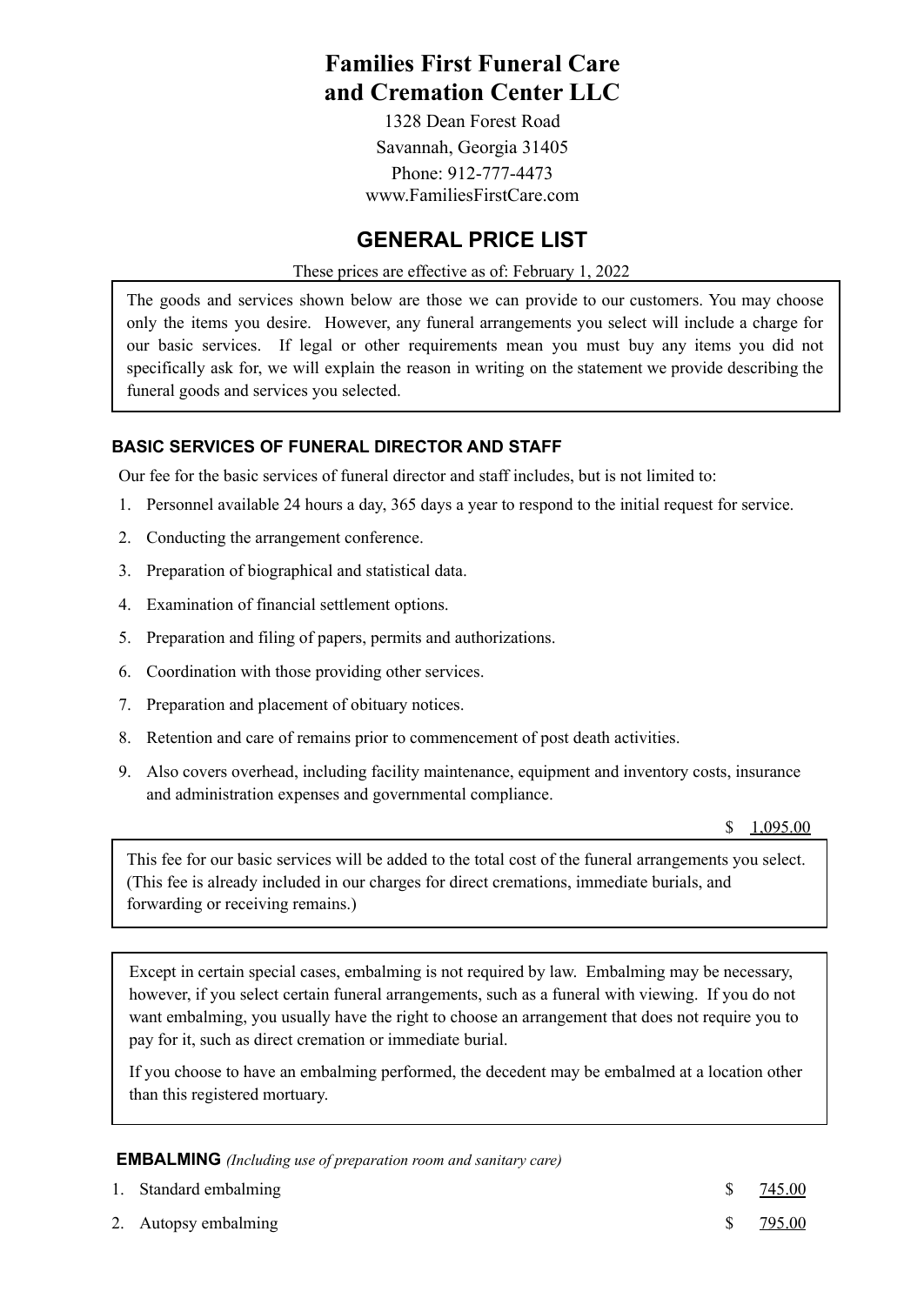# Families First Funeral Care and Cremation Center LLC

1328 Dean Forest Road
Savannah, Georgia 31405
Phone: 912-777-4473
www.FamiliesFirstCare.com

## GENERAL PRICE LIST

These prices are effective as of: February 1, 2022

The goods and services shown below are those we can provide to our customers. You may choose only the items you desire. However, any funeral arrangements you select will include a charge for our basic services. If legal or other requirements mean you must buy any items you did not specifically ask for, we will explain the reason in writing on the statement we provide describing the funeral goods and services you selected.

### BASIC SERVICES OF FUNERAL DIRECTOR AND STAFF

Our fee for the basic services of funeral director and staff includes, but is not limited to:

1. Personnel available 24 hours a day, 365 days a year to respond to the initial request for service.
2. Conducting the arrangement conference.
3. Preparation of biographical and statistical data.
4. Examination of financial settlement options.
5. Preparation and filing of papers, permits and authorizations.
6. Coordination with those providing other services.
7. Preparation and placement of obituary notices.
8. Retention and care of remains prior to commencement of post death activities.
9. Also covers overhead, including facility maintenance, equipment and inventory costs, insurance and administration expenses and governmental compliance.

$ 1,095.00

This fee for our basic services will be added to the total cost of the funeral arrangements you select. (This fee is already included in our charges for direct cremations, immediate burials, and forwarding or receiving remains.)

Except in certain special cases, embalming is not required by law. Embalming may be necessary, however, if you select certain funeral arrangements, such as a funeral with viewing. If you do not want embalming, you usually have the right to choose an arrangement that does not require you to pay for it, such as direct cremation or immediate burial.

If you choose to have an embalming performed, the decedent may be embalmed at a location other than this registered mortuary.

### EMBALMING *(Including use of preparation room and sanitary care)*

1. Standard embalming — $ 745.00
2. Autopsy embalming — $ 795.00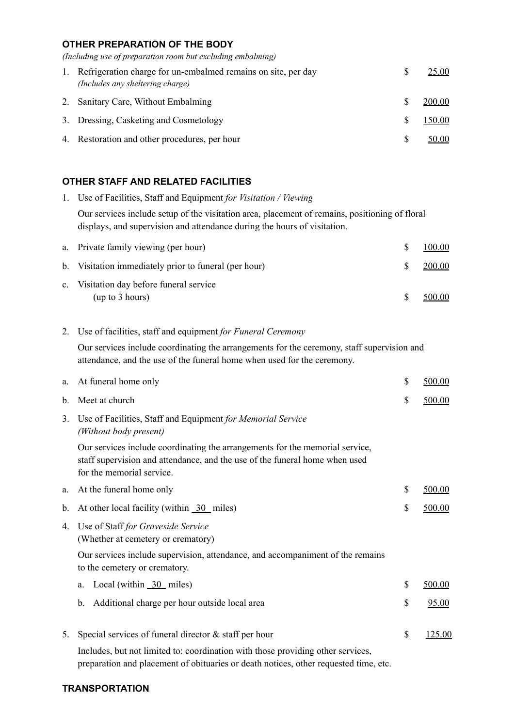### OTHER PREPARATION OF THE BODY

*(Including use of preparation room but excluding embalming)*

1. Refrigeration charge for un-embalmed remains on site, per day *(Includes any sheltering charge)* — $ 25.00
2. Sanitary Care, Without Embalming — $ 200.00
3. Dressing, Casketing and Cosmetology — $ 150.00
4. Restoration and other procedures, per hour — $ 50.00

### OTHER STAFF AND RELATED FACILITIES

1. Use of Facilities, Staff and Equipment *for Visitation / Viewing*

   Our services include setup of the visitation area, placement of remains, positioning of floral displays, and supervision and attendance during the hours of visitation.

   a. Private family viewing (per hour) — $ 100.00

   b. Visitation immediately prior to funeral (per hour) — $ 200.00

   c. Visitation day before funeral service (up to 3 hours) — $ 500.00

2. Use of facilities, staff and equipment *for Funeral Ceremony*

   Our services include coordinating the arrangements for the ceremony, staff supervision and attendance, and the use of the funeral home when used for the ceremony.

   a. At funeral home only — $ 500.00

   b. Meet at church — $ 500.00

3. Use of Facilities, Staff and Equipment *for Memorial Service (Without body present)*

   Our services include coordinating the arrangements for the memorial service, staff supervision and attendance, and the use of the funeral home when used for the memorial service.

   a. At the funeral home only — $ 500.00

   b. At other local facility (within 30 miles) — $ 500.00

4. Use of Staff *for Graveside Service* (Whether at cemetery or crematory)

   Our services include supervision, attendance, and accompaniment of the remains to the cemetery or crematory.

   a. Local (within 30 miles) — $ 500.00

   b. Additional charge per hour outside local area — $ 95.00

5. Special services of funeral director & staff per hour — $ 125.00

   Includes, but not limited to: coordination with those providing other services, preparation and placement of obituaries or death notices, other requested time, etc.

### TRANSPORTATION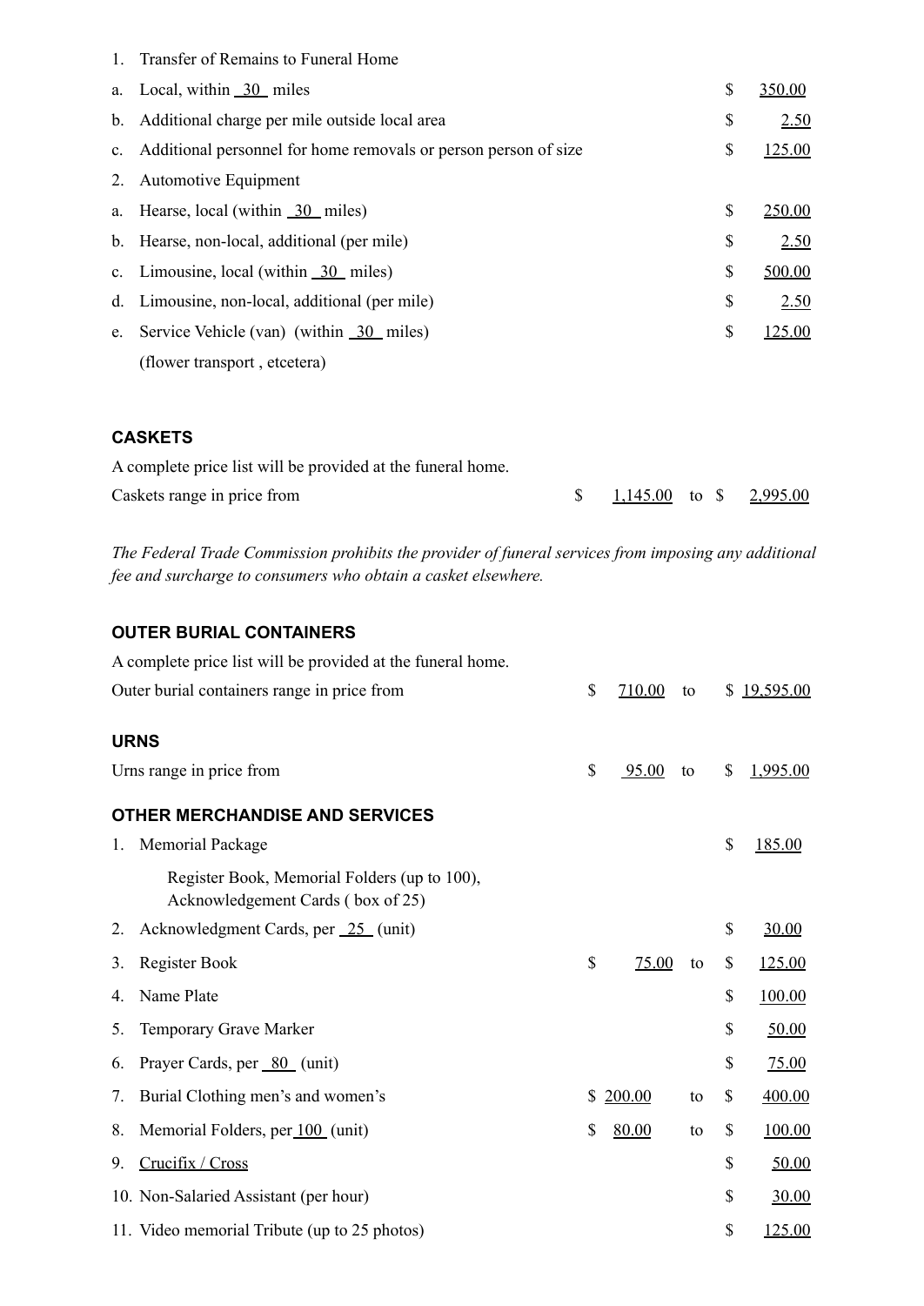1. Transfer of Remains to Funeral Home

| | | |
|---|---|---|
| a. | Local, within 30 miles | $ 350.00 |
| b. | Additional charge per mile outside local area | $ 2.50 |
| c. | Additional personnel for home removals or person person of size | $ 125.00 |

2. Automotive Equipment

| | | |
|---|---|---|
| a. | Hearse, local (within 30 miles) | $ 250.00 |
| b. | Hearse, non-local, additional (per mile) | $ 2.50 |
| c. | Limousine, local (within 30 miles) | $ 500.00 |
| d. | Limousine, non-local, additional (per mile) | $ 2.50 |
| e. | Service Vehicle (van) (within 30 miles) (flower transport , etcetera) | $ 125.00 |

### CASKETS

A complete price list will be provided at the funeral home.

Caskets range in price from $ 1,145.00 to $ 2,995.00

*The Federal Trade Commission prohibits the provider of funeral services from imposing any additional fee and surcharge to consumers who obtain a casket elsewhere.*

### OUTER BURIAL CONTAINERS

A complete price list will be provided at the funeral home.

Outer burial containers range in price from $ 710.00 to $ 19,595.00

### URNS

Urns range in price from $ 95.00 to $ 1,995.00

### OTHER MERCHANDISE AND SERVICES

| | | | |
|---|---|---|---|
| 1. | Memorial Package<br>Register Book, Memorial Folders (up to 100), Acknowledgement Cards ( box of 25) | | $ 185.00 |
| 2. | Acknowledgment Cards, per 25 (unit) | | $ 30.00 |
| 3. | Register Book | $ 75.00 to | $ 125.00 |
| 4. | Name Plate | | $ 100.00 |
| 5. | Temporary Grave Marker | | $ 50.00 |
| 6. | Prayer Cards, per 80 (unit) | | $ 75.00 |
| 7. | Burial Clothing men's and women's | $ 200.00 to | $ 400.00 |
| 8. | Memorial Folders, per 100 (unit) | $ 80.00 to | $ 100.00 |
| 9. | Crucifix / Cross | | $ 50.00 |
| 10. | Non-Salaried Assistant (per hour) | | $ 30.00 |
| 11. | Video memorial Tribute (up to 25 photos) | | $ 125.00 |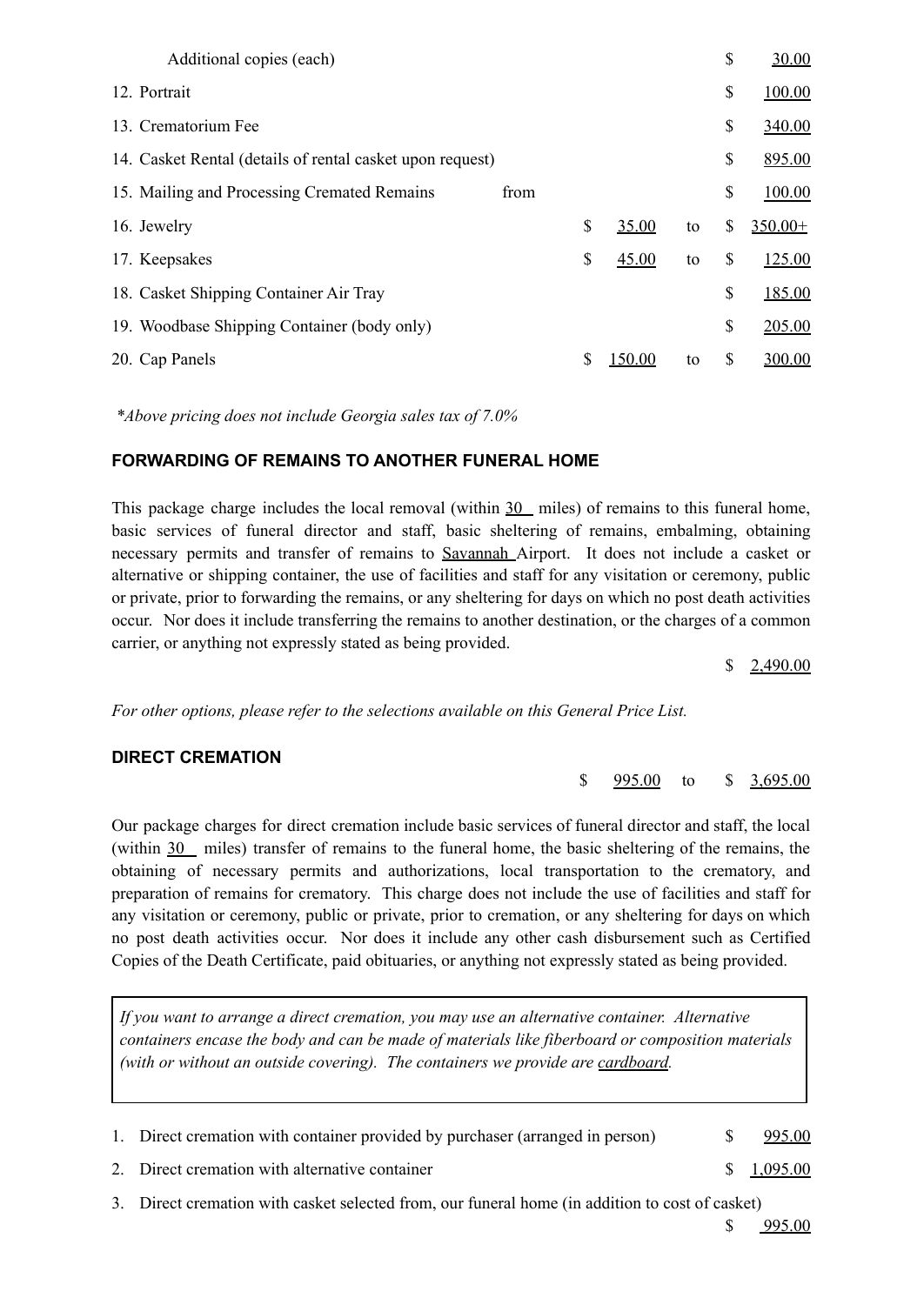| Item | | | | | |
|---|---|---|---|---|---|
| Additional copies (each) | | | | $ | 30.00 |
| 12. Portrait | | | | $ | 100.00 |
| 13. Crematorium Fee | | | | $ | 340.00 |
| 14. Casket Rental (details of rental casket upon request) | | | | $ | 895.00 |
| 15. Mailing and Processing Cremated Remains from | | | | $ | 100.00 |
| 16. Jewelry | $ | 35.00 | to | $ | 350.00+ |
| 17. Keepsakes | $ | 45.00 | to | $ | 125.00 |
| 18. Casket Shipping Container Air Tray | | | | $ | 185.00 |
| 19. Woodbase Shipping Container (body only) | | | | $ | 205.00 |
| 20. Cap Panels | $ | 150.00 | to | $ | 300.00 |

*\*Above pricing does not include Georgia sales tax of 7.0%*

## FORWARDING OF REMAINS TO ANOTHER FUNERAL HOME

This package charge includes the local removal (within 30 miles) of remains to this funeral home, basic services of funeral director and staff, basic sheltering of remains, embalming, obtaining necessary permits and transfer of remains to Savannah Airport. It does not include a casket or alternative or shipping container, the use of facilities and staff for any visitation or ceremony, public or private, prior to forwarding the remains, or any sheltering for days on which no post death activities occur. Nor does it include transferring the remains to another destination, or the charges of a common carrier, or anything not expressly stated as being provided.

$ 2,490.00

*For other options, please refer to the selections available on this General Price List.*

## DIRECT CREMATION

$ 995.00 to $ 3,695.00

Our package charges for direct cremation include basic services of funeral director and staff, the local (within 30 miles) transfer of remains to the funeral home, the basic sheltering of the remains, the obtaining of necessary permits and authorizations, local transportation to the crematory, and preparation of remains for crematory. This charge does not include the use of facilities and staff for any visitation or ceremony, public or private, prior to cremation, or any sheltering for days on which no post death activities occur. Nor does it include any other cash disbursement such as Certified Copies of the Death Certificate, paid obituaries, or anything not expressly stated as being provided.

*If you want to arrange a direct cremation, you may use an alternative container. Alternative containers encase the body and can be made of materials like fiberboard or composition materials (with or without an outside covering). The containers we provide are cardboard.*

1. Direct cremation with container provided by purchaser (arranged in person) $ 995.00
2. Direct cremation with alternative container $ 1,095.00
3. Direct cremation with casket selected from, our funeral home (in addition to cost of casket) $ 995.00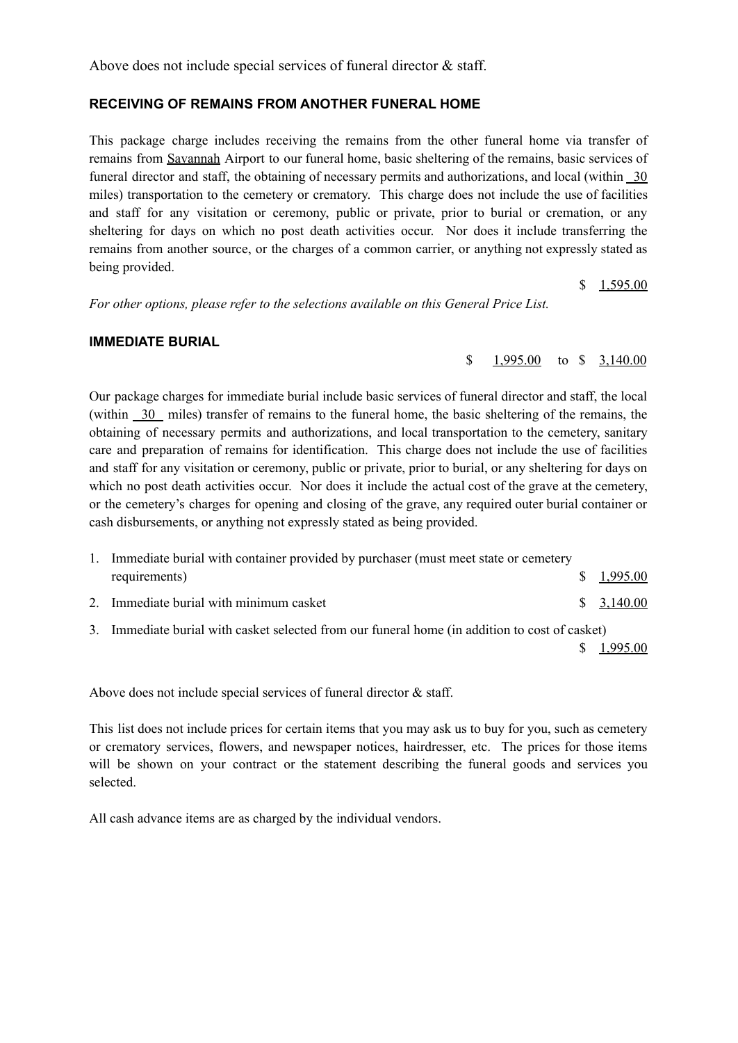Above does not include special services of funeral director & staff.

### RECEIVING OF REMAINS FROM ANOTHER FUNERAL HOME

This package charge includes receiving the remains from the other funeral home via transfer of remains from Savannah Airport to our funeral home, basic sheltering of the remains, basic services of funeral director and staff, the obtaining of necessary permits and authorizations, and local (within 30 miles) transportation to the cemetery or crematory. This charge does not include the use of facilities and staff for any visitation or ceremony, public or private, prior to burial or cremation, or any sheltering for days on which no post death activities occur. Nor does it include transferring the remains from another source, or the charges of a common carrier, or anything not expressly stated as being provided.

$ 1,595.00

*For other options, please refer to the selections available on this General Price List.*

### IMMEDIATE BURIAL

$ 1,995.00 to $ 3,140.00

Our package charges for immediate burial include basic services of funeral director and staff, the local (within 30 miles) transfer of remains to the funeral home, the basic sheltering of the remains, the obtaining of necessary permits and authorizations, and local transportation to the cemetery, sanitary care and preparation of remains for identification. This charge does not include the use of facilities and staff for any visitation or ceremony, public or private, prior to burial, or any sheltering for days on which no post death activities occur. Nor does it include the actual cost of the grave at the cemetery, or the cemetery's charges for opening and closing of the grave, any required outer burial container or cash disbursements, or anything not expressly stated as being provided.

1. Immediate burial with container provided by purchaser (must meet state or cemetery requirements) $ 1,995.00
2. Immediate burial with minimum casket $ 3,140.00
3. Immediate burial with casket selected from our funeral home (in addition to cost of casket) $ 1,995.00

Above does not include special services of funeral director & staff.

This list does not include prices for certain items that you may ask us to buy for you, such as cemetery or crematory services, flowers, and newspaper notices, hairdresser, etc. The prices for those items will be shown on your contract or the statement describing the funeral goods and services you selected.

All cash advance items are as charged by the individual vendors.